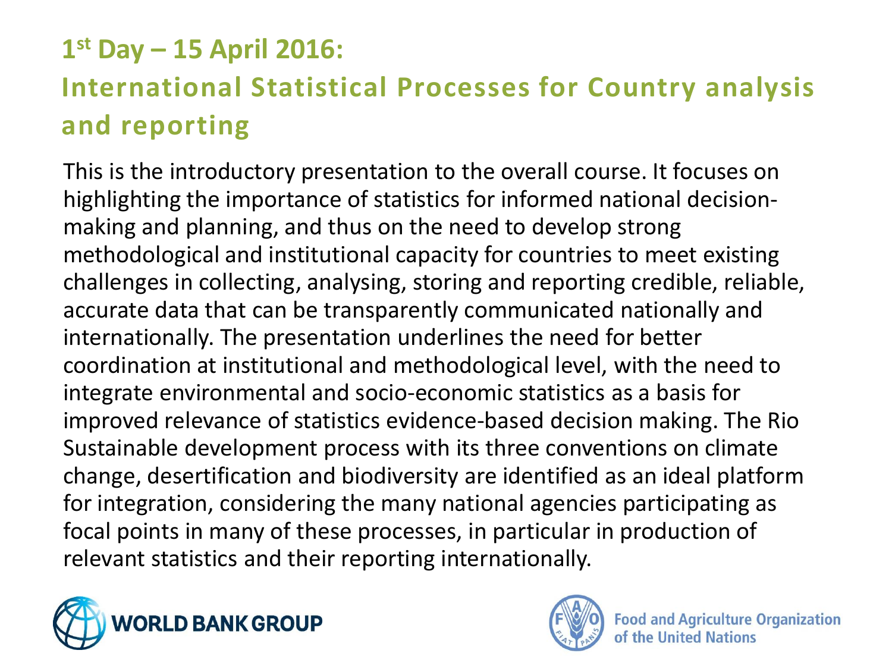# 1st Day – 15 April 2016:

## International Statistical Processes for Country analysis and reporting

This is the introductory presentation to the overall course. It focuses on highlighting the importance of statistics for informed national decision-making and planning, and thus on the need to develop strong methodological and institutional capacity for countries to meet existing challenges in collecting, analysing, storing and reporting credible, reliable, accurate data that can be transparently communicated nationally and internationally. The presentation underlines the need for better coordination at institutional and methodological level, with the need to integrate environmental and socio-economic statistics as a basis for improved relevance of statistics evidence-based decision making. The Rio Sustainable development process with its three conventions on climate change, desertification and biodiversity are identified as an ideal platform for integration, considering the many national agencies participating as focal points in many of these processes, in particular in production of relevant statistics and their reporting internationally.

WORLD BANK GROUP

Food and Agriculture Organization of the United Nations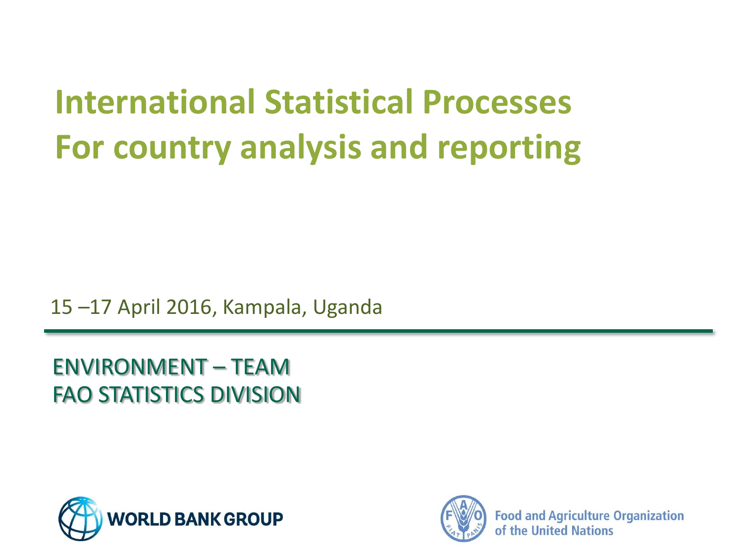# International Statistical Processes For country analysis and reporting

15 –17 April 2016, Kampala, Uganda

ENVIRONMENT – TEAM
FAO STATISTICS DIVISION

WORLD BANK GROUP

Food and Agriculture Organization of the United Nations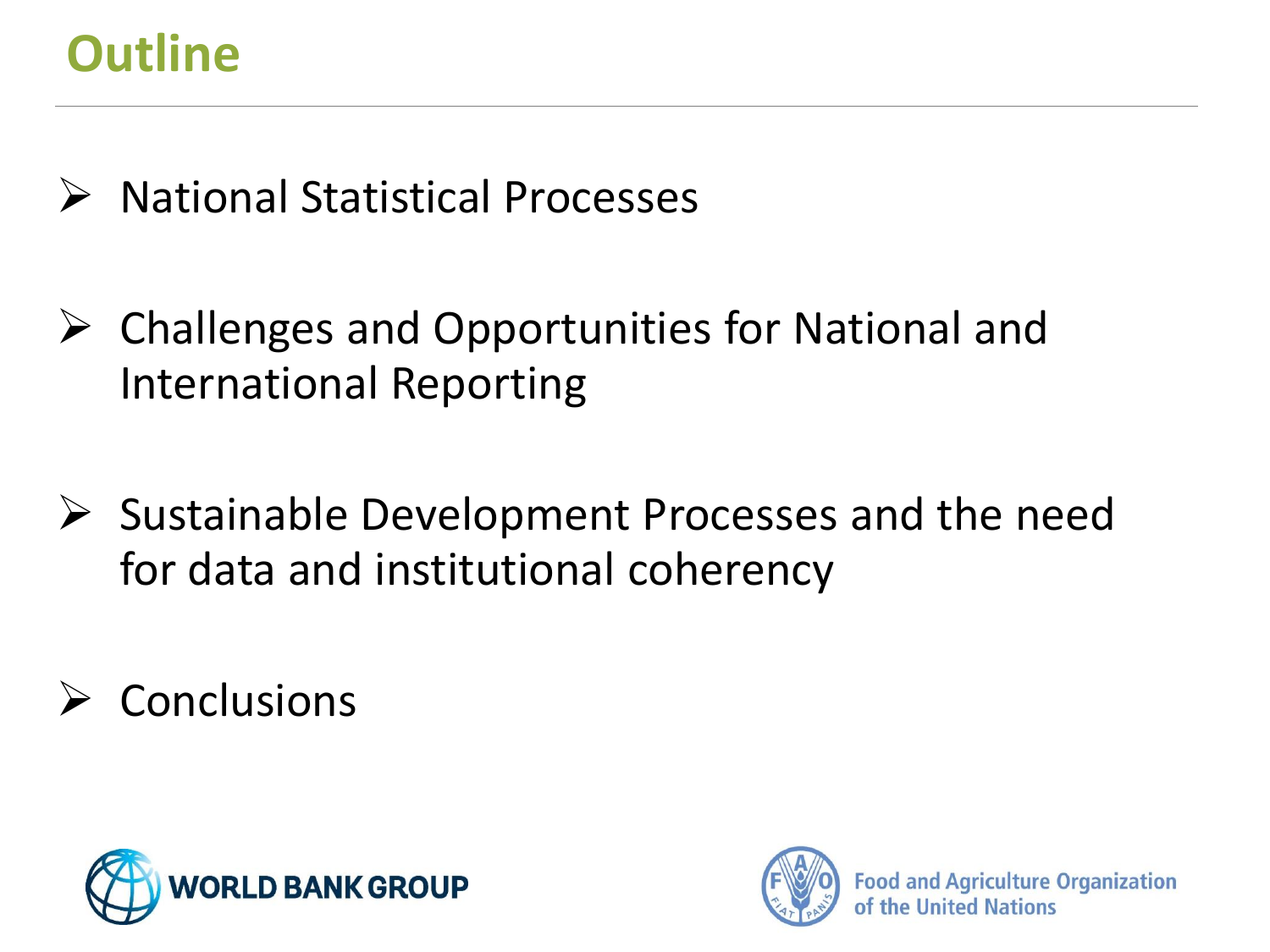# Outline

- National Statistical Processes
- Challenges and Opportunities for National and International Reporting
- Sustainable Development Processes and the need for data and institutional coherency
- Conclusions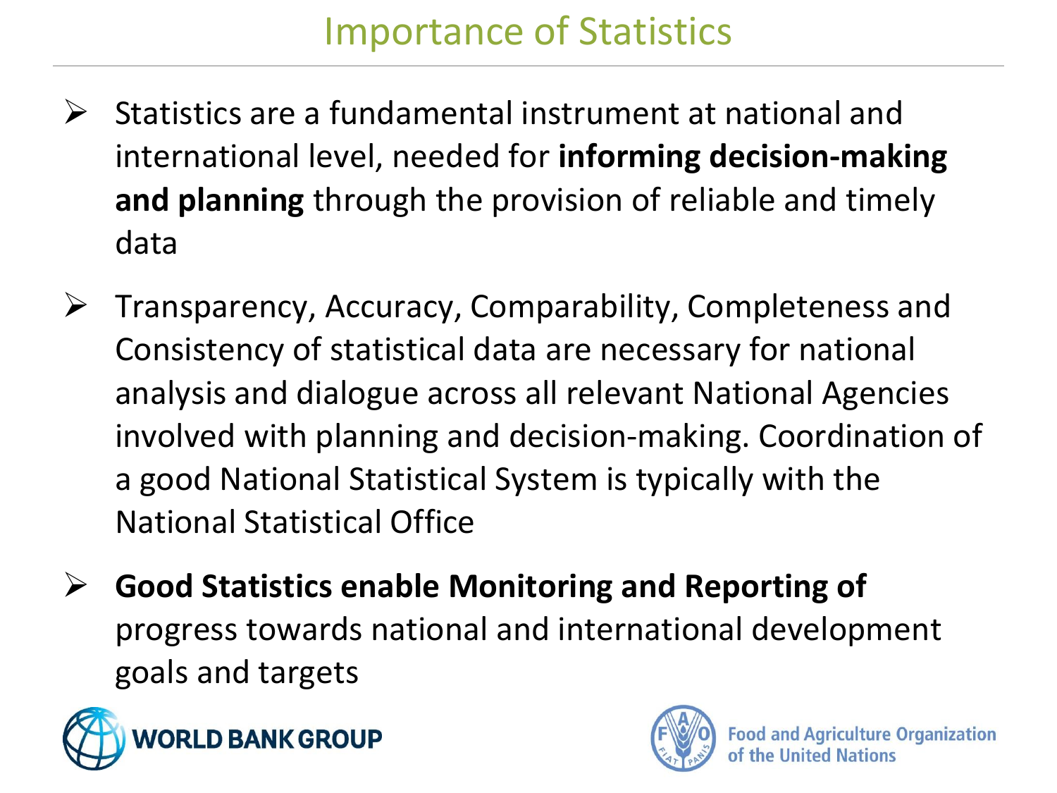# Importance of Statistics

- Statistics are a fundamental instrument at national and international level, needed for **informing decision-making and planning** through the provision of reliable and timely data
- Transparency, Accuracy, Comparability, Completeness and Consistency of statistical data are necessary for national analysis and dialogue across all relevant National Agencies involved with planning and decision-making. Coordination of a good National Statistical System is typically with the National Statistical Office
- **Good Statistics enable Monitoring and Reporting of** progress towards national and international development goals and targets

WORLD BANK GROUP

Food and Agriculture Organization of the United Nations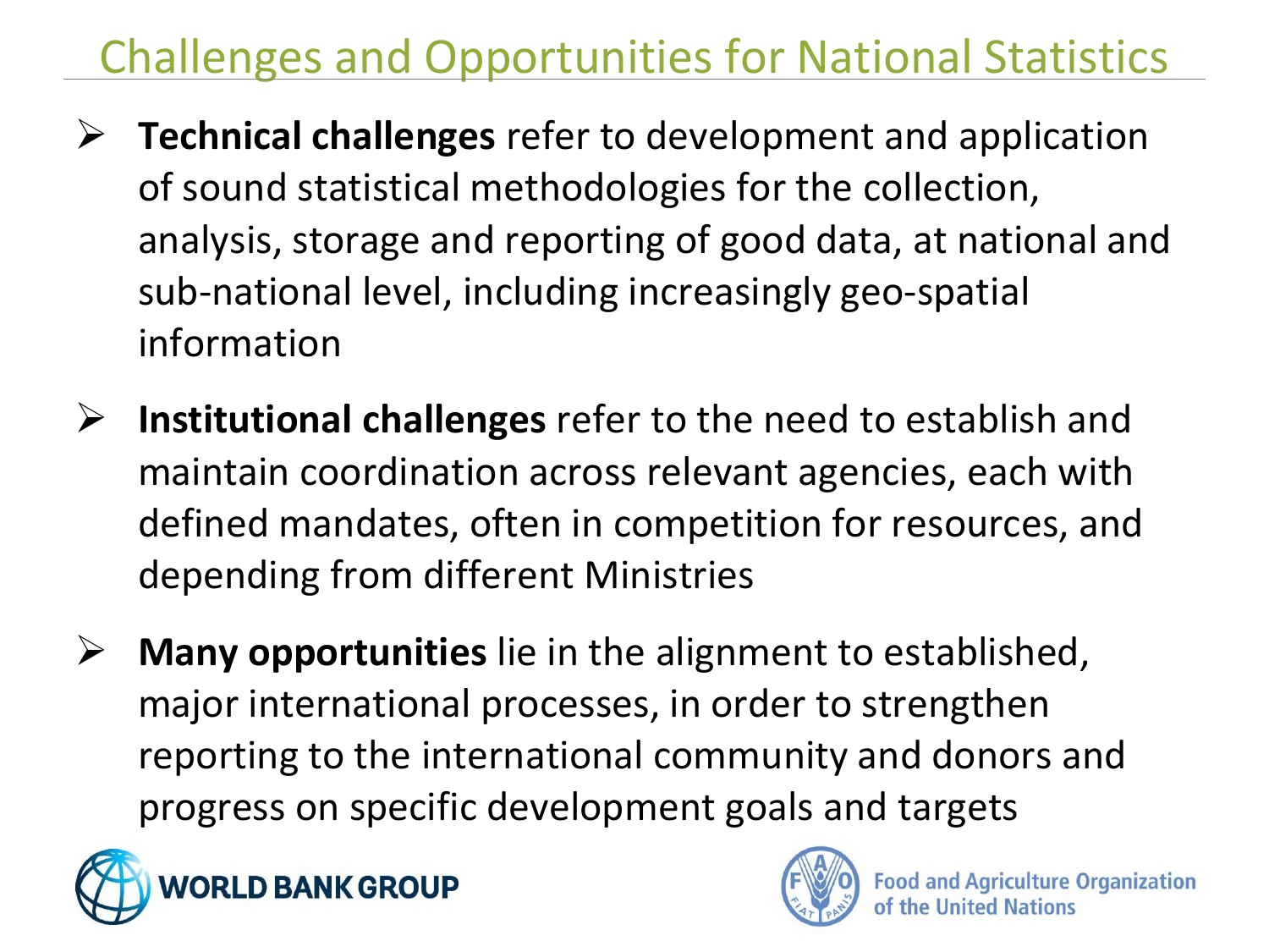# Challenges and Opportunities for National Statistics

- **Technical challenges** refer to development and application of sound statistical methodologies for the collection, analysis, storage and reporting of good data, at national and sub-national level, including increasingly geo-spatial information

- **Institutional challenges** refer to the need to establish and maintain coordination across relevant agencies, each with defined mandates, often in competition for resources, and depending from different Ministries

- **Many opportunities** lie in the alignment to established, major international processes, in order to strengthen reporting to the international community and donors and progress on specific development goals and targets

WORLD BANK GROUP

Food and Agriculture Organization of the United Nations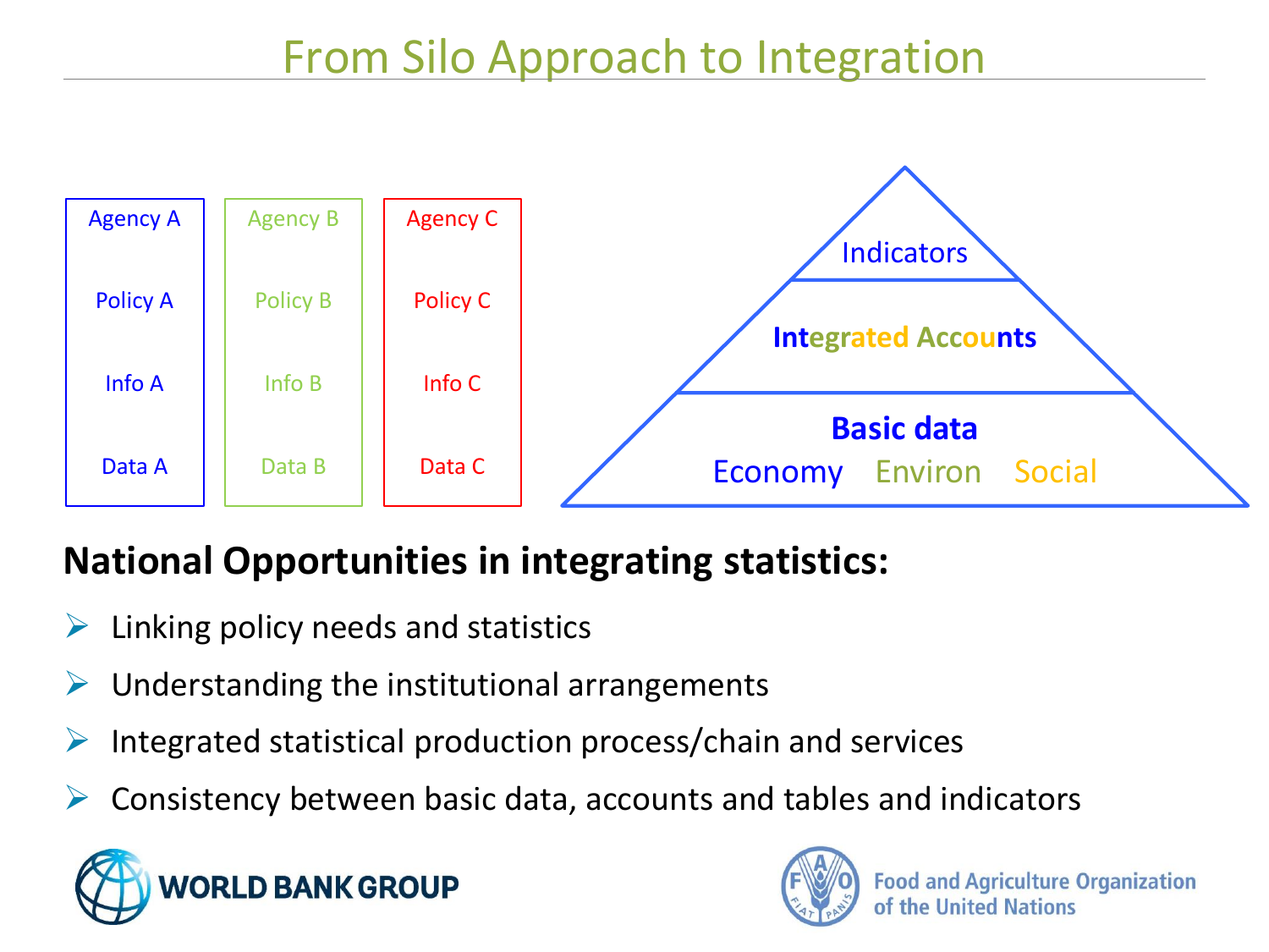# From Silo Approach to Integration

| Agency A | Agency B | Agency C |
| --- | --- | --- |
| Policy A | Policy B | Policy C |
| Info A | Info B | Info C |
| Data A | Data B | Data C |

Indicators

**Integrated Accounts**

**Basic data**

Economy Environ Social

## National Opportunities in integrating statistics:

- Linking policy needs and statistics
- Understanding the institutional arrangements
- Integrated statistical production process/chain and services
- Consistency between basic data, accounts and tables and indicators

WORLD BANK GROUP

Food and Agriculture Organization of the United Nations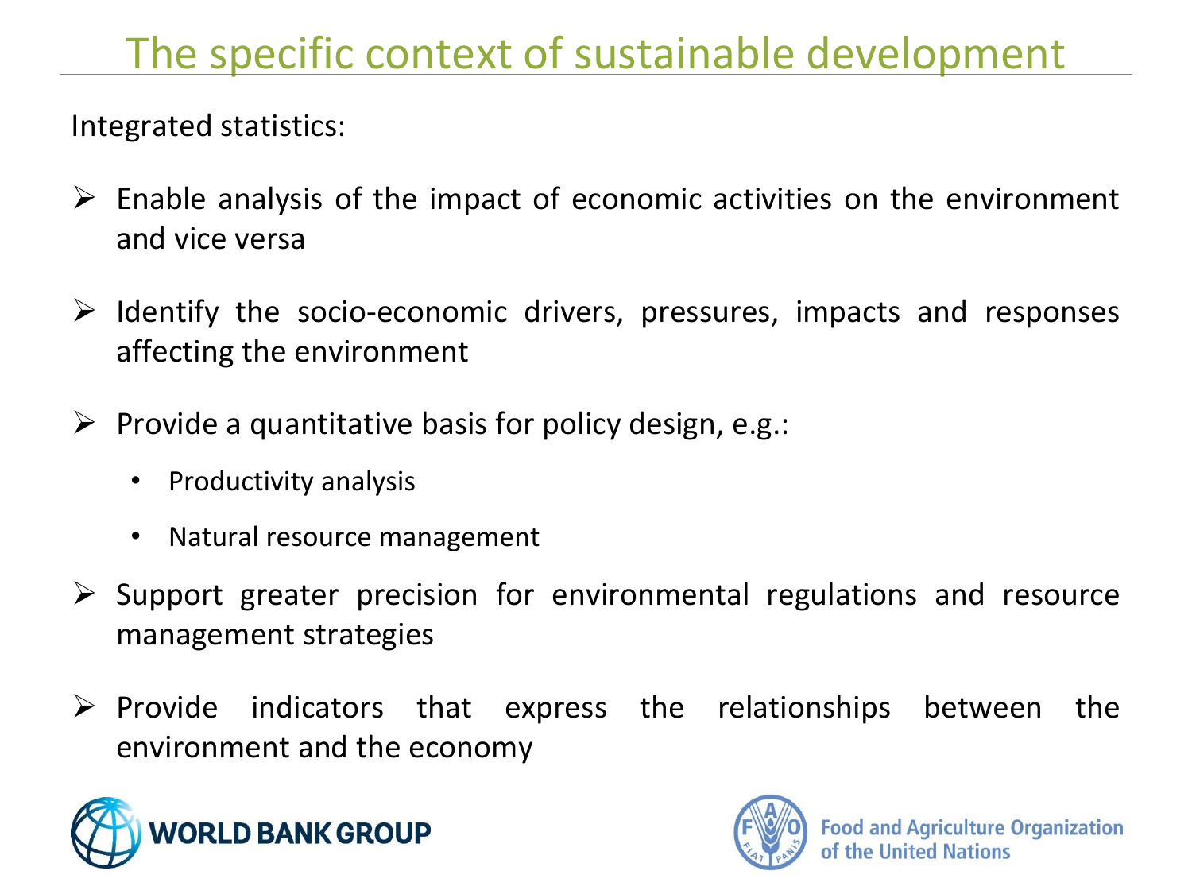# The specific context of sustainable development

Integrated statistics:

- Enable analysis of the impact of economic activities on the environment and vice versa
- Identify the socio-economic drivers, pressures, impacts and responses affecting the environment
- Provide a quantitative basis for policy design, e.g.:
  - Productivity analysis
  - Natural resource management
- Support greater precision for environmental regulations and resource management strategies
- Provide indicators that express the relationships between the environment and the economy

WORLD BANK GROUP

Food and Agriculture Organization of the United Nations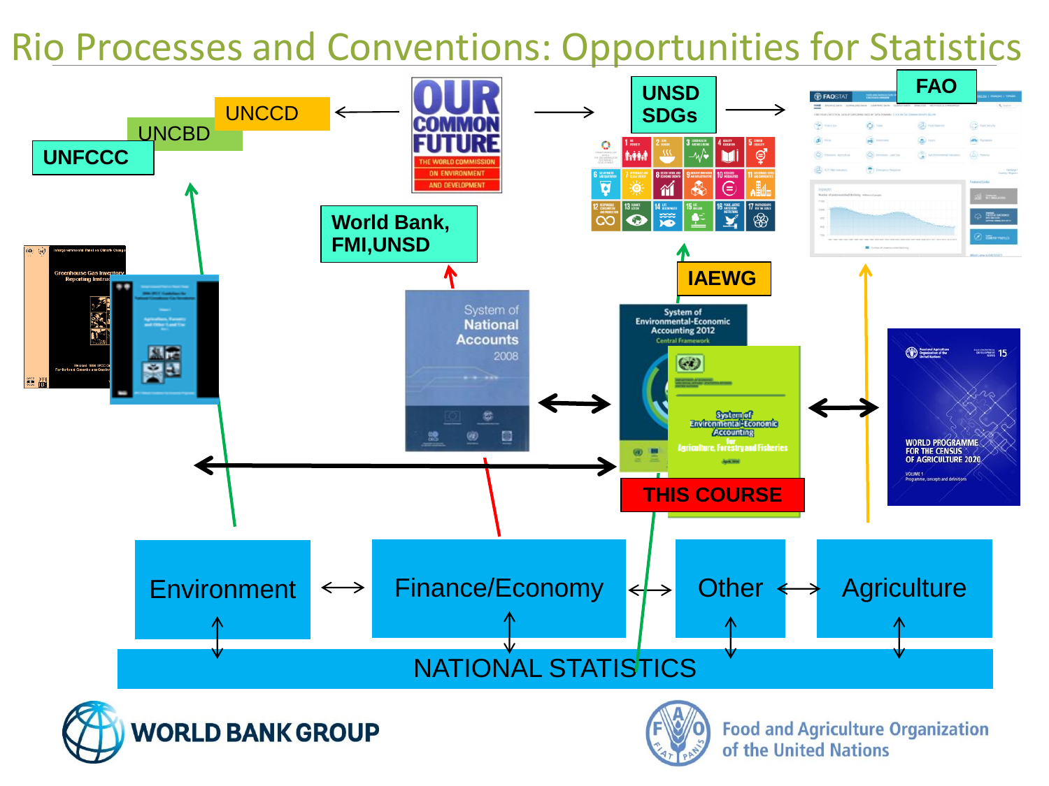# Rio Processes and Conventions: Opportunities for Statistics

UNCCD

UNCBD

UNFCCC

UNSD SDGs

FAO

World Bank, FMI,UNSD

IAEWG

THIS COURSE

Environment

Finance/Economy

Other

Agriculture

NATIONAL STATISTICS

WORLD BANK GROUP

Food and Agriculture Organization of the United Nations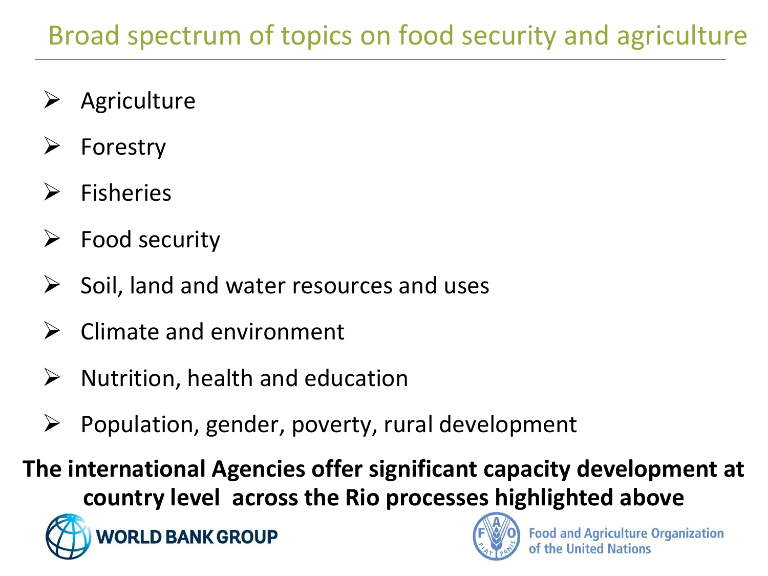# Broad spectrum of topics on food security and agriculture

- Agriculture
- Forestry
- Fisheries
- Food security
- Soil, land and water resources and uses
- Climate and environment
- Nutrition, health and education
- Population, gender, poverty, rural development

**The international Agencies offer significant capacity development at country level across the Rio processes highlighted above**

WORLD BANK GROUP

Food and Agriculture Organization of the United Nations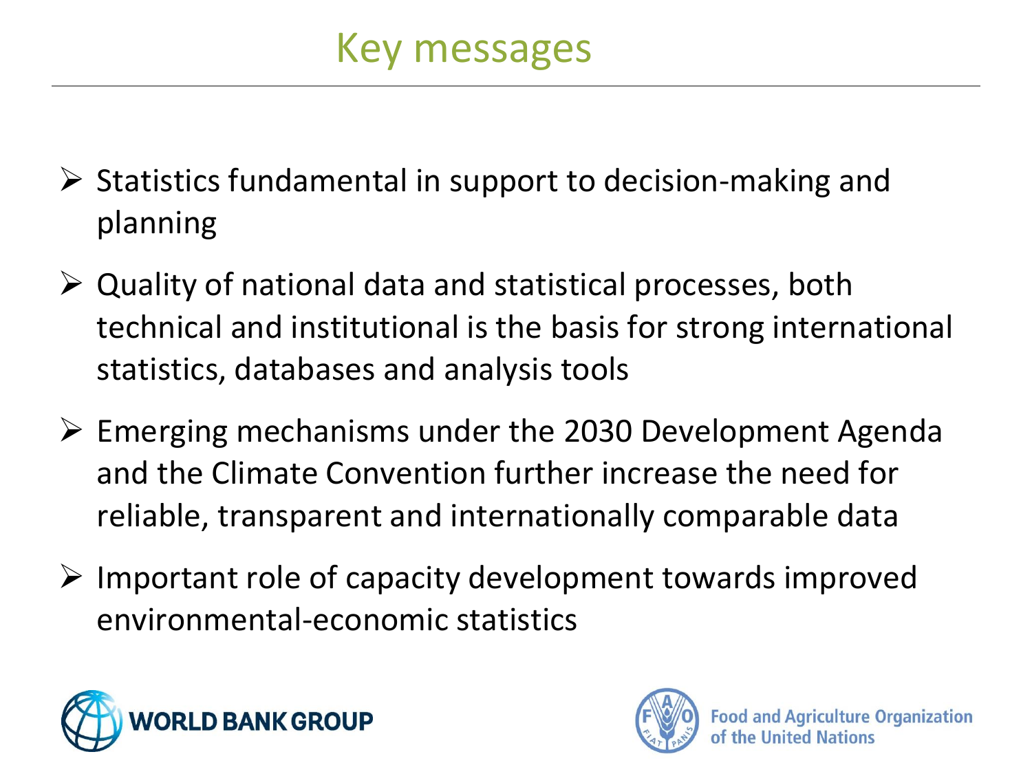# Key messages

- Statistics fundamental in support to decision-making and planning
- Quality of national data and statistical processes, both technical and institutional is the basis for strong international statistics, databases and analysis tools
- Emerging mechanisms under the 2030 Development Agenda and the Climate Convention further increase the need for reliable, transparent and internationally comparable data
- Important role of capacity development towards improved environmental-economic statistics

WORLD BANK GROUP

Food and Agriculture Organization of the United Nations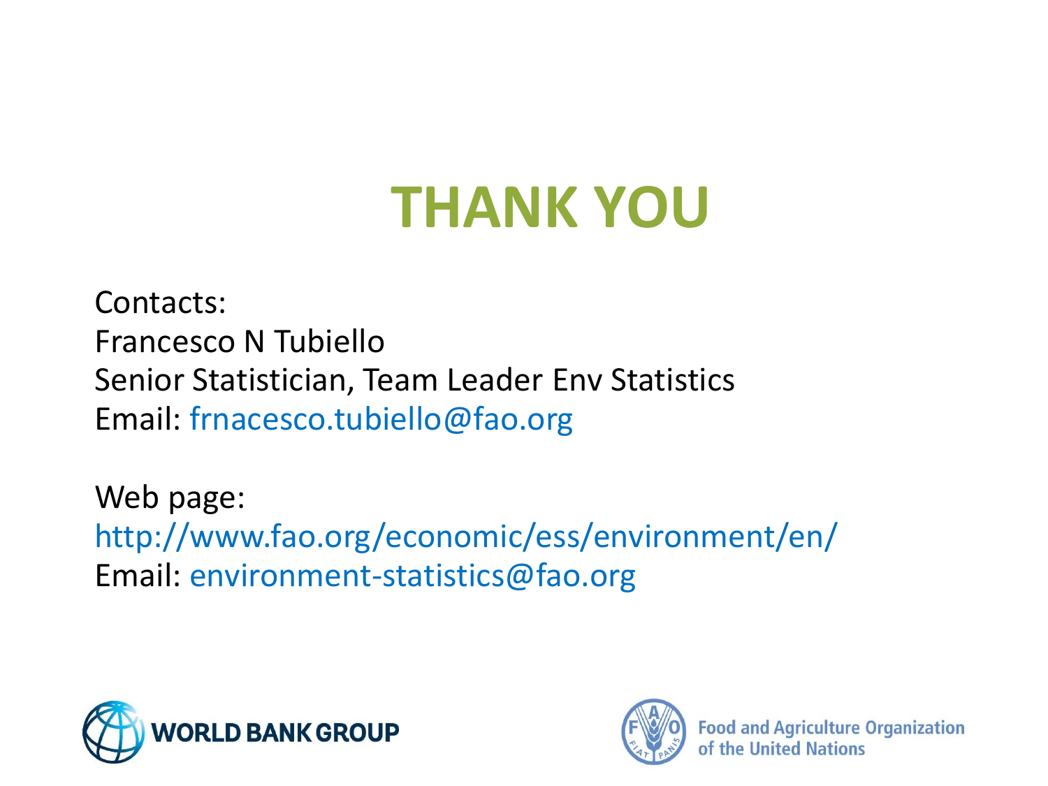# THANK YOU

Contacts:
Francesco N Tubiello
Senior Statistician, Team Leader Env Statistics
Email: frnacesco.tubiello@fao.org

Web page:
http://www.fao.org/economic/ess/environment/en/
Email: environment-statistics@fao.org

WORLD BANK GROUP

Food and Agriculture Organization of the United Nations